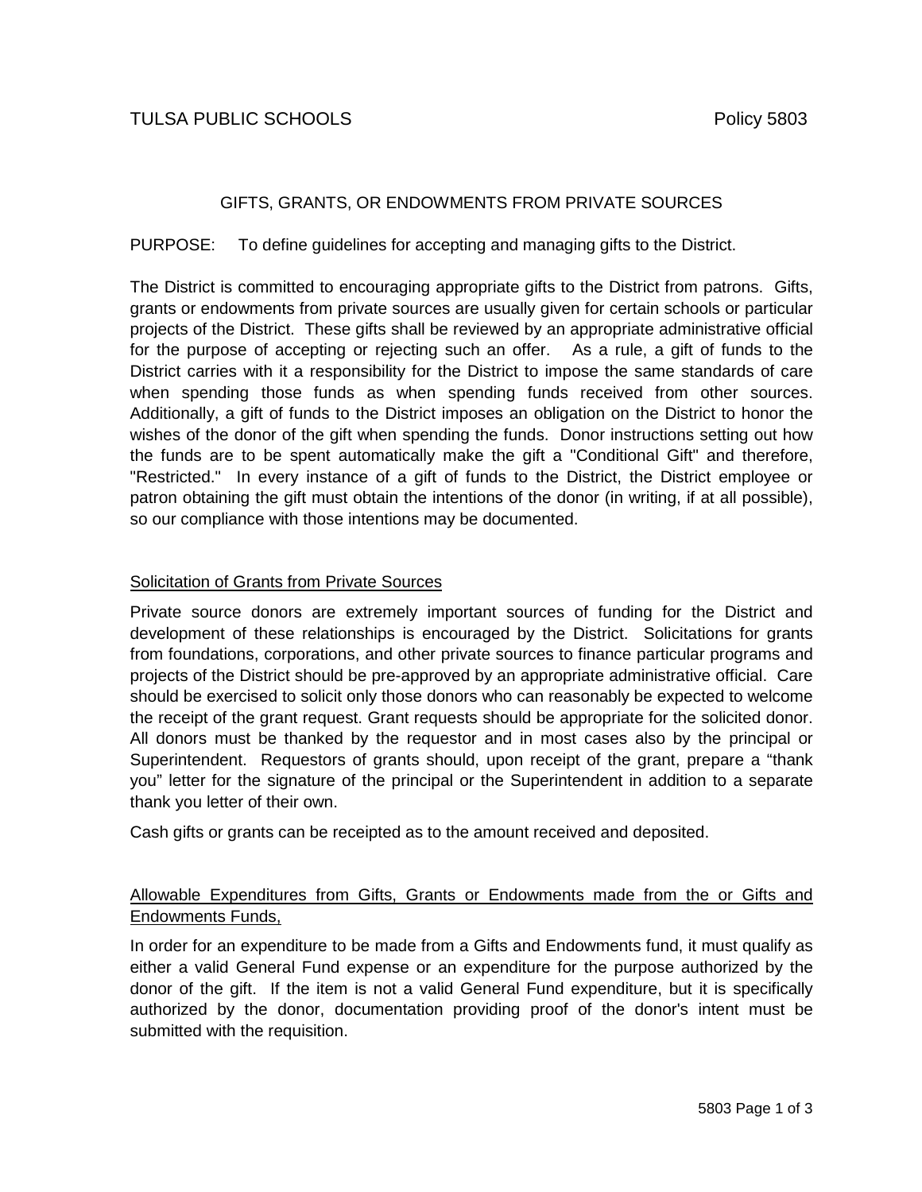TULSA PUBLIC SCHOOLS Policy 5803

# GIFTS, GRANTS, OR ENDOWMENTS FROM PRIVATE SOURCES

PURPOSE: To define guidelines for accepting and managing gifts to the District.

The District is committed to encouraging appropriate gifts to the District from patrons. Gifts, grants or endowments from private sources are usually given for certain schools or particular projects of the District. These gifts shall be reviewed by an appropriate administrative official for the purpose of accepting or rejecting such an offer. As a rule, a gift of funds to the District carries with it a responsibility for the District to impose the same standards of care when spending those funds as when spending funds received from other sources. Additionally, a gift of funds to the District imposes an obligation on the District to honor the wishes of the donor of the gift when spending the funds. Donor instructions setting out how the funds are to be spent automatically make the gift a "Conditional Gift" and therefore, "Restricted." In every instance of a gift of funds to the District, the District employee or patron obtaining the gift must obtain the intentions of the donor (in writing, if at all possible), so our compliance with those intentions may be documented.

## Solicitation of Grants from Private Sources

Private source donors are extremely important sources of funding for the District and development of these relationships is encouraged by the District. Solicitations for grants from foundations, corporations, and other private sources to finance particular programs and projects of the District should be pre-approved by an appropriate administrative official. Care should be exercised to solicit only those donors who can reasonably be expected to welcome the receipt of the grant request. Grant requests should be appropriate for the solicited donor. All donors must be thanked by the requestor and in most cases also by the principal or Superintendent. Requestors of grants should, upon receipt of the grant, prepare a "thank you" letter for the signature of the principal or the Superintendent in addition to a separate thank you letter of their own.

Cash gifts or grants can be receipted as to the amount received and deposited.

## Allowable Expenditures from Gifts, Grants or Endowments made from the or Gifts and Endowments Funds,

In order for an expenditure to be made from a Gifts and Endowments fund, it must qualify as either a valid General Fund expense or an expenditure for the purpose authorized by the donor of the gift. If the item is not a valid General Fund expenditure, but it is specifically authorized by the donor, documentation providing proof of the donor's intent must be submitted with the requisition.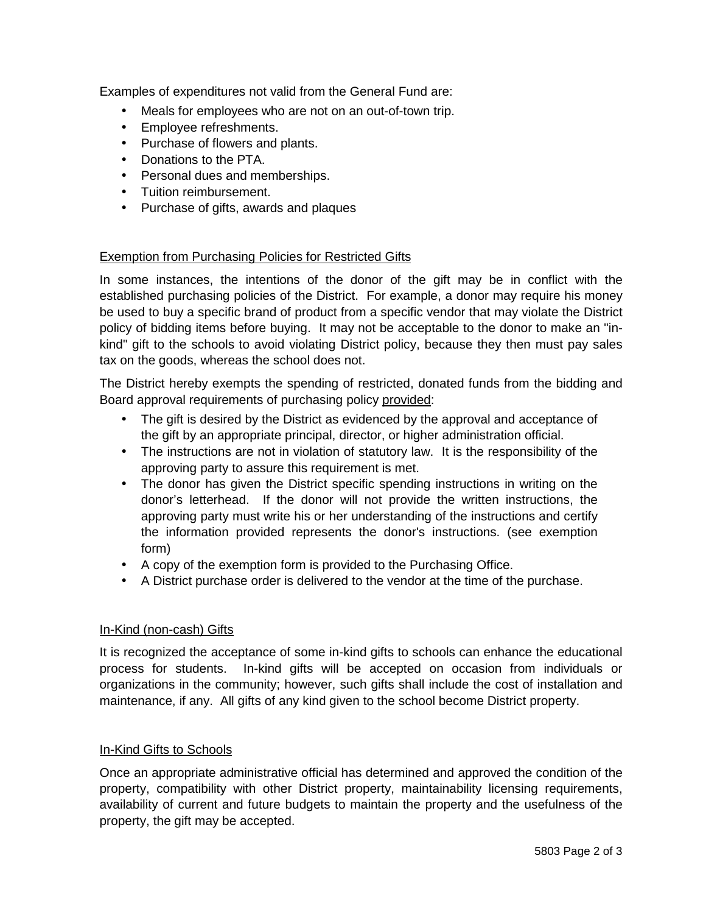Examples of expenditures not valid from the General Fund are:

- Meals for employees who are not on an out-of-town trip.
- Employee refreshments.
- Purchase of flowers and plants.
- Donations to the PTA.
- Personal dues and memberships.
- Tuition reimbursement.
- Purchase of gifts, awards and plaques

## Exemption from Purchasing Policies for Restricted Gifts

In some instances, the intentions of the donor of the gift may be in conflict with the established purchasing policies of the District. For example, a donor may require his money be used to buy a specific brand of product from a specific vendor that may violate the District policy of bidding items before buying. It may not be acceptable to the donor to make an "in-kind" gift to the schools to avoid violating District policy, because they then must pay sales tax on the goods, whereas the school does not.

The District hereby exempts the spending of restricted, donated funds from the bidding and Board approval requirements of purchasing policy provided:

- The gift is desired by the District as evidenced by the approval and acceptance of the gift by an appropriate principal, director, or higher administration official.
- The instructions are not in violation of statutory law. It is the responsibility of the approving party to assure this requirement is met.
- The donor has given the District specific spending instructions in writing on the donor's letterhead. If the donor will not provide the written instructions, the approving party must write his or her understanding of the instructions and certify the information provided represents the donor's instructions. (see exemption form)
- A copy of the exemption form is provided to the Purchasing Office.
- A District purchase order is delivered to the vendor at the time of the purchase.

## In-Kind (non-cash) Gifts

It is recognized the acceptance of some in-kind gifts to schools can enhance the educational process for students. In-kind gifts will be accepted on occasion from individuals or organizations in the community; however, such gifts shall include the cost of installation and maintenance, if any. All gifts of any kind given to the school become District property.

## In-Kind Gifts to Schools

Once an appropriate administrative official has determined and approved the condition of the property, compatibility with other District property, maintainability licensing requirements, availability of current and future budgets to maintain the property and the usefulness of the property, the gift may be accepted.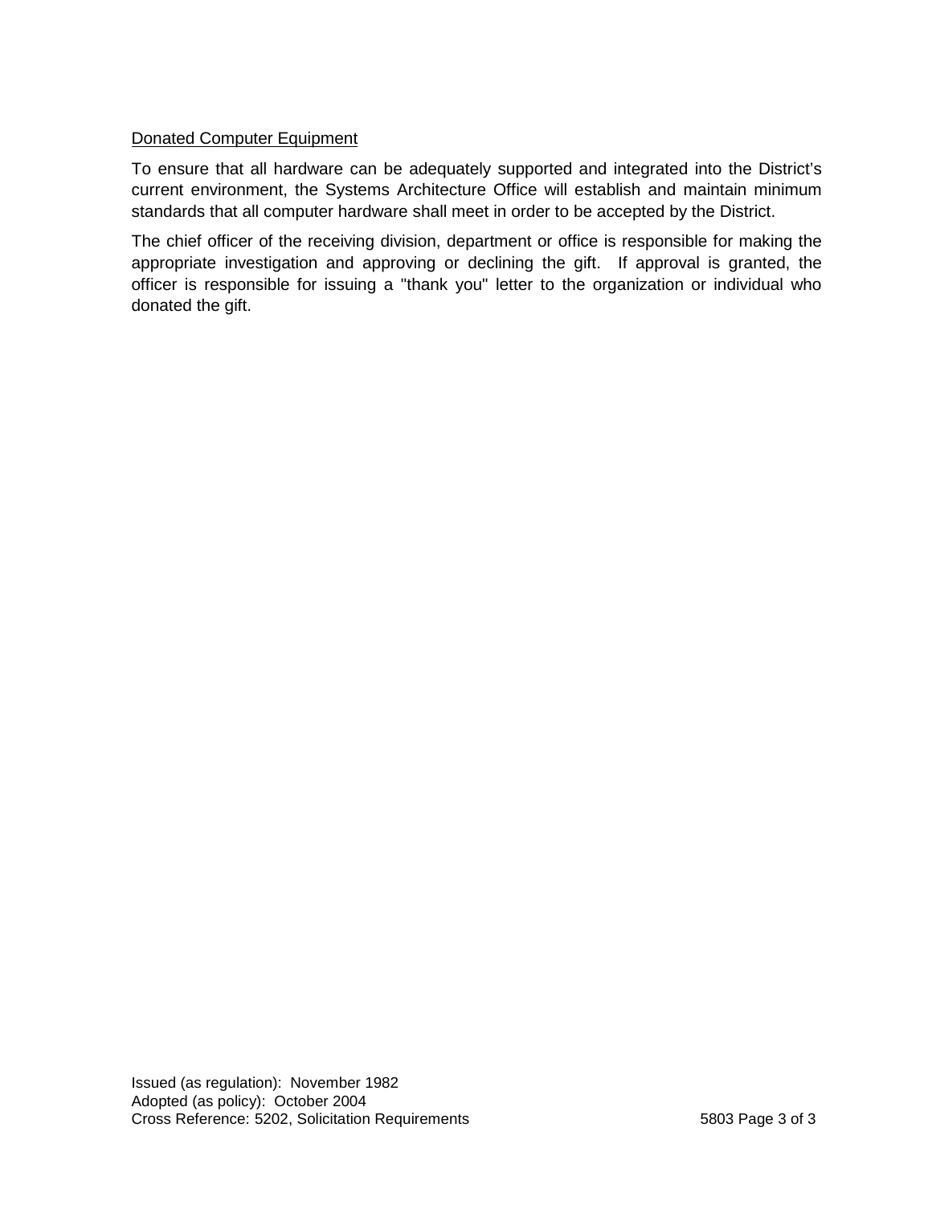Donated Computer Equipment

To ensure that all hardware can be adequately supported and integrated into the District's current environment, the Systems Architecture Office will establish and maintain minimum standards that all computer hardware shall meet in order to be accepted by the District.

The chief officer of the receiving division, department or office is responsible for making the appropriate investigation and approving or declining the gift. If approval is granted, the officer is responsible for issuing a "thank you" letter to the organization or individual who donated the gift.

Issued (as regulation): November 1982
Adopted (as policy): October 2004
Cross Reference: 5202, Solicitation Requirements